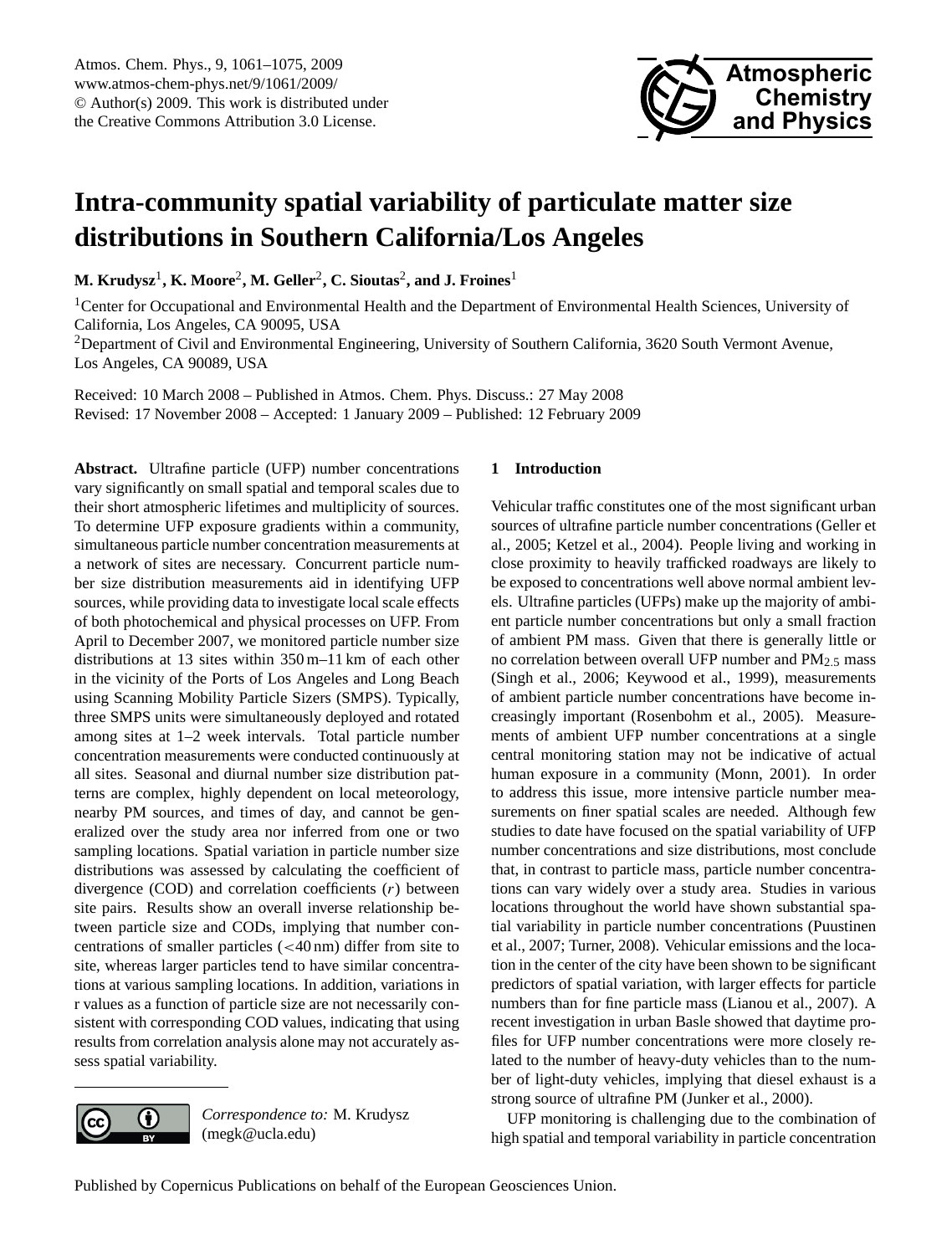# Intra-community spatial variability of particulate matter size distributions in Southern California/Los Angeles

**M. Krudysz[1], K. Moore[2], M. Geller[2], C. Sioutas[2], and J. Froines[1]**

[1]Center for Occupational and Environmental Health and the Department of Environmental Health Sciences, University of California, Los Angeles, CA 90095, USA

[2]Department of Civil and Environmental Engineering, University of Southern California, 3620 South Vermont Avenue, Los Angeles, CA 90089, USA

Received: 10 March 2008 – Published in Atmos. Chem. Phys. Discuss.: 27 May 2008
Revised: 17 November 2008 – Accepted: 1 January 2009 – Published: 12 February 2009

**Abstract.** Ultrafine particle (UFP) number concentrations vary significantly on small spatial and temporal scales due to their short atmospheric lifetimes and multiplicity of sources. To determine UFP exposure gradients within a community, simultaneous particle number concentration measurements at a network of sites are necessary. Concurrent particle number size distribution measurements aid in identifying UFP sources, while providing data to investigate local scale effects of both photochemical and physical processes on UFP. From April to December 2007, we monitored particle number size distributions at 13 sites within 350 m–11 km of each other in the vicinity of the Ports of Los Angeles and Long Beach using Scanning Mobility Particle Sizers (SMPS). Typically, three SMPS units were simultaneously deployed and rotated among sites at 1–2 week intervals. Total particle number concentration measurements were conducted continuously at all sites. Seasonal and diurnal number size distribution patterns are complex, highly dependent on local meteorology, nearby PM sources, and times of day, and cannot be generalized over the study area nor inferred from one or two sampling locations. Spatial variation in particle number size distributions was assessed by calculating the coefficient of divergence (COD) and correlation coefficients ($r$) between site pairs. Results show an overall inverse relationship between particle size and CODs, implying that number concentrations of smaller particles (<40 nm) differ from site to site, whereas larger particles tend to have similar concentrations at various sampling locations. In addition, variations in r values as a function of particle size are not necessarily consistent with corresponding COD values, indicating that using results from correlation analysis alone may not accurately assess spatial variability.

*Correspondence to:* M. Krudysz (megk@ucla.edu)

## 1 Introduction

Vehicular traffic constitutes one of the most significant urban sources of ultrafine particle number concentrations (Geller et al., 2005; Ketzel et al., 2004). People living and working in close proximity to heavily trafficked roadways are likely to be exposed to concentrations well above normal ambient levels. Ultrafine particles (UFPs) make up the majority of ambient particle number concentrations but only a small fraction of ambient PM mass. Given that there is generally little or no correlation between overall UFP number and $PM_{2.5}$ mass (Singh et al., 2006; Keywood et al., 1999), measurements of ambient particle number concentrations have become increasingly important (Rosenbohm et al., 2005). Measurements of ambient UFP number concentrations at a single central monitoring station may not be indicative of actual human exposure in a community (Monn, 2001). In order to address this issue, more intensive particle number measurements on finer spatial scales are needed. Although few studies to date have focused on the spatial variability of UFP number concentrations and size distributions, most conclude that, in contrast to particle mass, particle number concentrations can vary widely over a study area. Studies in various locations throughout the world have shown substantial spatial variability in particle number concentrations (Puustinen et al., 2007; Turner, 2008). Vehicular emissions and the location in the center of the city have been shown to be significant predictors of spatial variation, with larger effects for particle numbers than for fine particle mass (Lianou et al., 2007). A recent investigation in urban Basle showed that daytime profiles for UFP number concentrations were more closely related to the number of heavy-duty vehicles than to the number of light-duty vehicles, implying that diesel exhaust is a strong source of ultrafine PM (Junker et al., 2000).

UFP monitoring is challenging due to the combination of high spatial and temporal variability in particle concentration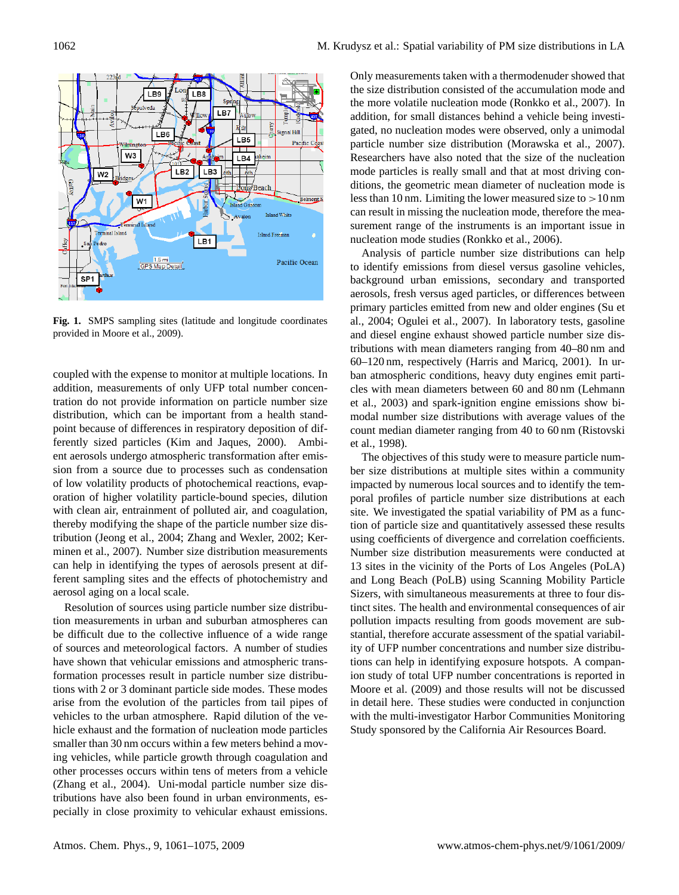**Fig. 1.** SMPS sampling sites (latitude and longitude coordinates provided in Moore et al., 2009).

coupled with the expense to monitor at multiple locations. In addition, measurements of only UFP total number concentration do not provide information on particle number size distribution, which can be important from a health standpoint because of differences in respiratory deposition of differently sized particles (Kim and Jaques, 2000). Ambient aerosols undergo atmospheric transformation after emission from a source due to processes such as condensation of low volatility products of photochemical reactions, evaporation of higher volatility particle-bound species, dilution with clean air, entrainment of polluted air, and coagulation, thereby modifying the shape of the particle number size distribution (Jeong et al., 2004; Zhang and Wexler, 2002; Kerminen et al., 2007). Number size distribution measurements can help in identifying the types of aerosols present at different sampling sites and the effects of photochemistry and aerosol aging on a local scale.

Resolution of sources using particle number size distribution measurements in urban and suburban atmospheres can be difficult due to the collective influence of a wide range of sources and meteorological factors. A number of studies have shown that vehicular emissions and atmospheric transformation processes result in particle number size distributions with 2 or 3 dominant particle side modes. These modes arise from the evolution of the particles from tail pipes of vehicles to the urban atmosphere. Rapid dilution of the vehicle exhaust and the formation of nucleation mode particles smaller than 30 nm occurs within a few meters behind a moving vehicles, while particle growth through coagulation and other processes occurs within tens of meters from a vehicle (Zhang et al., 2004). Uni-modal particle number size distributions have also been found in urban environments, especially in close proximity to vehicular exhaust emissions. Only measurements taken with a thermodenuder showed that the size distribution consisted of the accumulation mode and the more volatile nucleation mode (Ronkko et al., 2007). In addition, for small distances behind a vehicle being investigated, no nucleation modes were observed, only a unimodal particle number size distribution (Morawska et al., 2007). Researchers have also noted that the size of the nucleation mode particles is really small and that at most driving conditions, the geometric mean diameter of nucleation mode is less than 10 nm. Limiting the lower measured size to >10 nm can result in missing the nucleation mode, therefore the measurement range of the instruments is an important issue in nucleation mode studies (Ronkko et al., 2006).

Analysis of particle number size distributions can help to identify emissions from diesel versus gasoline vehicles, background urban emissions, secondary and transported aerosols, fresh versus aged particles, or differences between primary particles emitted from new and older engines (Su et al., 2004; Ogulei et al., 2007). In laboratory tests, gasoline and diesel engine exhaust showed particle number size distributions with mean diameters ranging from 40–80 nm and 60–120 nm, respectively (Harris and Maricq, 2001). In urban atmospheric conditions, heavy duty engines emit particles with mean diameters between 60 and 80 nm (Lehmann et al., 2003) and spark-ignition engine emissions show bimodal number size distributions with average values of the count median diameter ranging from 40 to 60 nm (Ristovski et al., 1998).

The objectives of this study were to measure particle number size distributions at multiple sites within a community impacted by numerous local sources and to identify the temporal profiles of particle number size distributions at each site. We investigated the spatial variability of PM as a function of particle size and quantitatively assessed these results using coefficients of divergence and correlation coefficients. Number size distribution measurements were conducted at 13 sites in the vicinity of the Ports of Los Angeles (PoLA) and Long Beach (PoLB) using Scanning Mobility Particle Sizers, with simultaneous measurements at three to four distinct sites. The health and environmental consequences of air pollution impacts resulting from goods movement are substantial, therefore accurate assessment of the spatial variability of UFP number concentrations and number size distributions can help in identifying exposure hotspots. A companion study of total UFP number concentrations is reported in Moore et al. (2009) and those results will not be discussed in detail here. These studies were conducted in conjunction with the multi-investigator Harbor Communities Monitoring Study sponsored by the California Air Resources Board.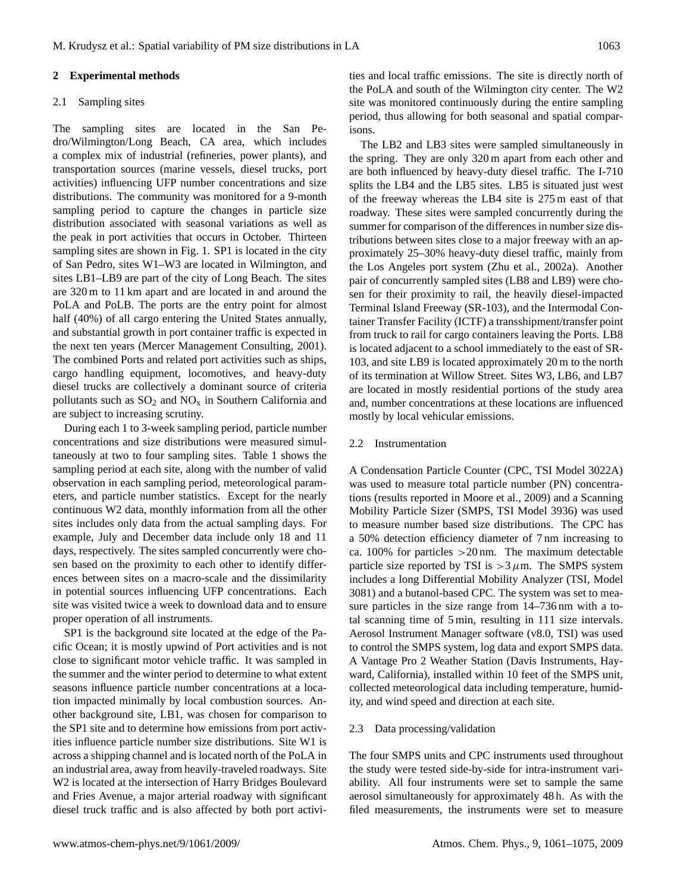## 2 Experimental methods

### 2.1 Sampling sites

The sampling sites are located in the San Pedro/Wilmington/Long Beach, CA area, which includes a complex mix of industrial (refineries, power plants), and transportation sources (marine vessels, diesel trucks, port activities) influencing UFP number concentrations and size distributions. The community was monitored for a 9-month sampling period to capture the changes in particle size distribution associated with seasonal variations as well as the peak in port activities that occurs in October. Thirteen sampling sites are shown in Fig. 1. SP1 is located in the city of San Pedro, sites W1–W3 are located in Wilmington, and sites LB1–LB9 are part of the city of Long Beach. The sites are 320 m to 11 km apart and are located in and around the PoLA and PoLB. The ports are the entry point for almost half (40%) of all cargo entering the United States annually, and substantial growth in port container traffic is expected in the next ten years (Mercer Management Consulting, 2001). The combined Ports and related port activities such as ships, cargo handling equipment, locomotives, and heavy-duty diesel trucks are collectively a dominant source of criteria pollutants such as $SO_2$ and $NO_x$ in Southern California and are subject to increasing scrutiny.

During each 1 to 3-week sampling period, particle number concentrations and size distributions were measured simultaneously at two to four sampling sites. Table 1 shows the sampling period at each site, along with the number of valid observation in each sampling period, meteorological parameters, and particle number statistics. Except for the nearly continuous W2 data, monthly information from all the other sites includes only data from the actual sampling days. For example, July and December data include only 18 and 11 days, respectively. The sites sampled concurrently were chosen based on the proximity to each other to identify differences between sites on a macro-scale and the dissimilarity in potential sources influencing UFP concentrations. Each site was visited twice a week to download data and to ensure proper operation of all instruments.

SP1 is the background site located at the edge of the Pacific Ocean; it is mostly upwind of Port activities and is not close to significant motor vehicle traffic. It was sampled in the summer and the winter period to determine to what extent seasons influence particle number concentrations at a location impacted minimally by local combustion sources. Another background site, LB1, was chosen for comparison to the SP1 site and to determine how emissions from port activities influence particle number size distributions. Site W1 is across a shipping channel and is located north of the PoLA in an industrial area, away from heavily-traveled roadways. Site W2 is located at the intersection of Harry Bridges Boulevard and Fries Avenue, a major arterial roadway with significant diesel truck traffic and is also affected by both port activities and local traffic emissions. The site is directly north of the PoLA and south of the Wilmington city center. The W2 site was monitored continuously during the entire sampling period, thus allowing for both seasonal and spatial comparisons.

The LB2 and LB3 sites were sampled simultaneously in the spring. They are only 320 m apart from each other and are both influenced by heavy-duty diesel traffic. The I-710 splits the LB4 and the LB5 sites. LB5 is situated just west of the freeway whereas the LB4 site is 275 m east of that roadway. These sites were sampled concurrently during the summer for comparison of the differences in number size distributions between sites close to a major freeway with an approximately 25–30% heavy-duty diesel traffic, mainly from the Los Angeles port system (Zhu et al., 2002a). Another pair of concurrently sampled sites (LB8 and LB9) were chosen for their proximity to rail, the heavily diesel-impacted Terminal Island Freeway (SR-103), and the Intermodal Container Transfer Facility (ICTF) a transshipment/transfer point from truck to rail for cargo containers leaving the Ports. LB8 is located adjacent to a school immediately to the east of SR-103, and site LB9 is located approximately 20 m to the north of its termination at Willow Street. Sites W3, LB6, and LB7 are located in mostly residential portions of the study area and, number concentrations at these locations are influenced mostly by local vehicular emissions.

### 2.2 Instrumentation

A Condensation Particle Counter (CPC, TSI Model 3022A) was used to measure total particle number (PN) concentrations (results reported in Moore et al., 2009) and a Scanning Mobility Particle Sizer (SMPS, TSI Model 3936) was used to measure number based size distributions. The CPC has a 50% detection efficiency diameter of 7 nm increasing to ca. 100% for particles >20 nm. The maximum detectable particle size reported by TSI is $>3\,\mu$m. The SMPS system includes a long Differential Mobility Analyzer (TSI, Model 3081) and a butanol-based CPC. The system was set to measure particles in the size range from 14–736 nm with a total scanning time of 5 min, resulting in 111 size intervals. Aerosol Instrument Manager software (v8.0, TSI) was used to control the SMPS system, log data and export SMPS data. A Vantage Pro 2 Weather Station (Davis Instruments, Hayward, California), installed within 10 feet of the SMPS unit, collected meteorological data including temperature, humidity, and wind speed and direction at each site.

### 2.3 Data processing/validation

The four SMPS units and CPC instruments used throughout the study were tested side-by-side for intra-instrument variability. All four instruments were set to sample the same aerosol simultaneously for approximately 48 h. As with the filed measurements, the instruments were set to measure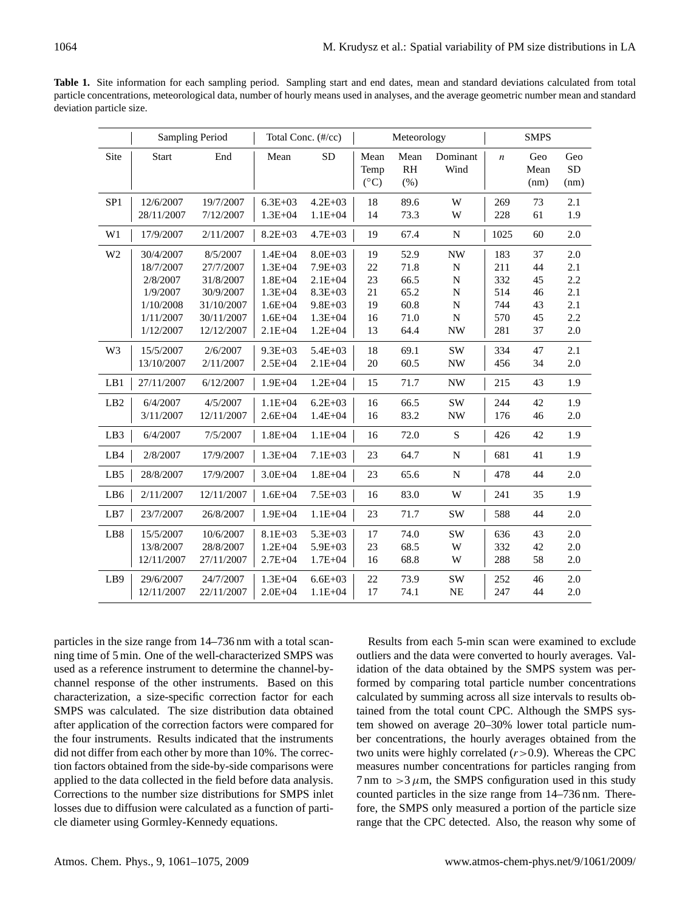**Table 1.** Site information for each sampling period. Sampling start and end dates, mean and standard deviations calculated from total particle concentrations, meteorological data, number of hourly means used in analyses, and the average geometric number mean and standard deviation particle size.

| | Sampling Period | | Total Conc. (#/cc) | | Meteorology | | | SMPS | | |
|---|---|---|---|---|---|---|---|---|---|---|
| Site | Start | End | Mean | SD | Mean Temp (°C) | Mean RH (%) | Dominant Wind | $n$ | Geo Mean (nm) | Geo SD (nm) |
| SP1 | 12/6/2007 | 19/7/2007 | 6.3E+03 | 4.2E+03 | 18 | 89.6 | W | 269 | 73 | 2.1 |
| | 28/11/2007 | 7/12/2007 | 1.3E+04 | 1.1E+04 | 14 | 73.3 | W | 228 | 61 | 1.9 |
| W1 | 17/9/2007 | 2/11/2007 | 8.2E+03 | 4.7E+03 | 19 | 67.4 | N | 1025 | 60 | 2.0 |
| W2 | 30/4/2007 | 8/5/2007 | 1.4E+04 | 8.0E+03 | 19 | 52.9 | NW | 183 | 37 | 2.0 |
| | 18/7/2007 | 27/7/2007 | 1.3E+04 | 7.9E+03 | 22 | 71.8 | N | 211 | 44 | 2.1 |
| | 2/8/2007 | 31/8/2007 | 1.8E+04 | 2.1E+04 | 23 | 66.5 | N | 332 | 45 | 2.2 |
| | 1/9/2007 | 30/9/2007 | 1.3E+04 | 8.3E+03 | 21 | 65.2 | N | 514 | 46 | 2.1 |
| | 1/10/2008 | 31/10/2007 | 1.6E+04 | 9.8E+03 | 19 | 60.8 | N | 744 | 43 | 2.1 |
| | 1/11/2007 | 30/11/2007 | 1.6E+04 | 1.3E+04 | 16 | 71.0 | N | 570 | 45 | 2.2 |
| | 1/12/2007 | 12/12/2007 | 2.1E+04 | 1.2E+04 | 13 | 64.4 | NW | 281 | 37 | 2.0 |
| W3 | 15/5/2007 | 2/6/2007 | 9.3E+03 | 5.4E+03 | 18 | 69.1 | SW | 334 | 47 | 2.1 |
| | 13/10/2007 | 2/11/2007 | 2.5E+04 | 2.1E+04 | 20 | 60.5 | NW | 456 | 34 | 2.0 |
| LB1 | 27/11/2007 | 6/12/2007 | 1.9E+04 | 1.2E+04 | 15 | 71.7 | NW | 215 | 43 | 1.9 |
| LB2 | 6/4/2007 | 4/5/2007 | 1.1E+04 | 6.2E+03 | 16 | 66.5 | SW | 244 | 42 | 1.9 |
| | 3/11/2007 | 12/11/2007 | 2.6E+04 | 1.4E+04 | 16 | 83.2 | NW | 176 | 46 | 2.0 |
| LB3 | 6/4/2007 | 7/5/2007 | 1.8E+04 | 1.1E+04 | 16 | 72.0 | S | 426 | 42 | 1.9 |
| LB4 | 2/8/2007 | 17/9/2007 | 1.3E+04 | 7.1E+03 | 23 | 64.7 | N | 681 | 41 | 1.9 |
| LB5 | 28/8/2007 | 17/9/2007 | 3.0E+04 | 1.8E+04 | 23 | 65.6 | N | 478 | 44 | 2.0 |
| LB6 | 2/11/2007 | 12/11/2007 | 1.6E+04 | 7.5E+03 | 16 | 83.0 | W | 241 | 35 | 1.9 |
| LB7 | 23/7/2007 | 26/8/2007 | 1.9E+04 | 1.1E+04 | 23 | 71.7 | SW | 588 | 44 | 2.0 |
| LB8 | 15/5/2007 | 10/6/2007 | 8.1E+03 | 5.3E+03 | 17 | 74.0 | SW | 636 | 43 | 2.0 |
| | 13/8/2007 | 28/8/2007 | 1.2E+04 | 5.9E+03 | 23 | 68.5 | W | 332 | 42 | 2.0 |
| | 12/11/2007 | 27/11/2007 | 2.7E+04 | 1.7E+04 | 16 | 68.8 | W | 288 | 58 | 2.0 |
| LB9 | 29/6/2007 | 24/7/2007 | 1.3E+04 | 6.6E+03 | 22 | 73.9 | SW | 252 | 46 | 2.0 |
| | 12/11/2007 | 22/11/2007 | 2.0E+04 | 1.1E+04 | 17 | 74.1 | NE | 247 | 44 | 2.0 |

particles in the size range from 14–736 nm with a total scanning time of 5 min. One of the well-characterized SMPS was used as a reference instrument to determine the channel-by-channel response of the other instruments. Based on this characterization, a size-specific correction factor for each SMPS was calculated. The size distribution data obtained after application of the correction factors were compared for the four instruments. Results indicated that the instruments did not differ from each other by more than 10%. The correction factors obtained from the side-by-side comparisons were applied to the data collected in the field before data analysis. Corrections to the number size distributions for SMPS inlet losses due to diffusion were calculated as a function of particle diameter using Gormley-Kennedy equations.

Results from each 5-min scan were examined to exclude outliers and the data were converted to hourly averages. Validation of the data obtained by the SMPS system was performed by comparing total particle number concentrations calculated by summing across all size intervals to results obtained from the total count CPC. Although the SMPS system showed on average 20–30% lower total particle number concentrations, the hourly averages obtained from the two units were highly correlated ($r>0.9$). Whereas the CPC measures number concentrations for particles ranging from 7 nm to $>3\,\mu$m, the SMPS configuration used in this study counted particles in the size range from 14–736 nm. Therefore, the SMPS only measured a portion of the particle size range that the CPC detected. Also, the reason why some of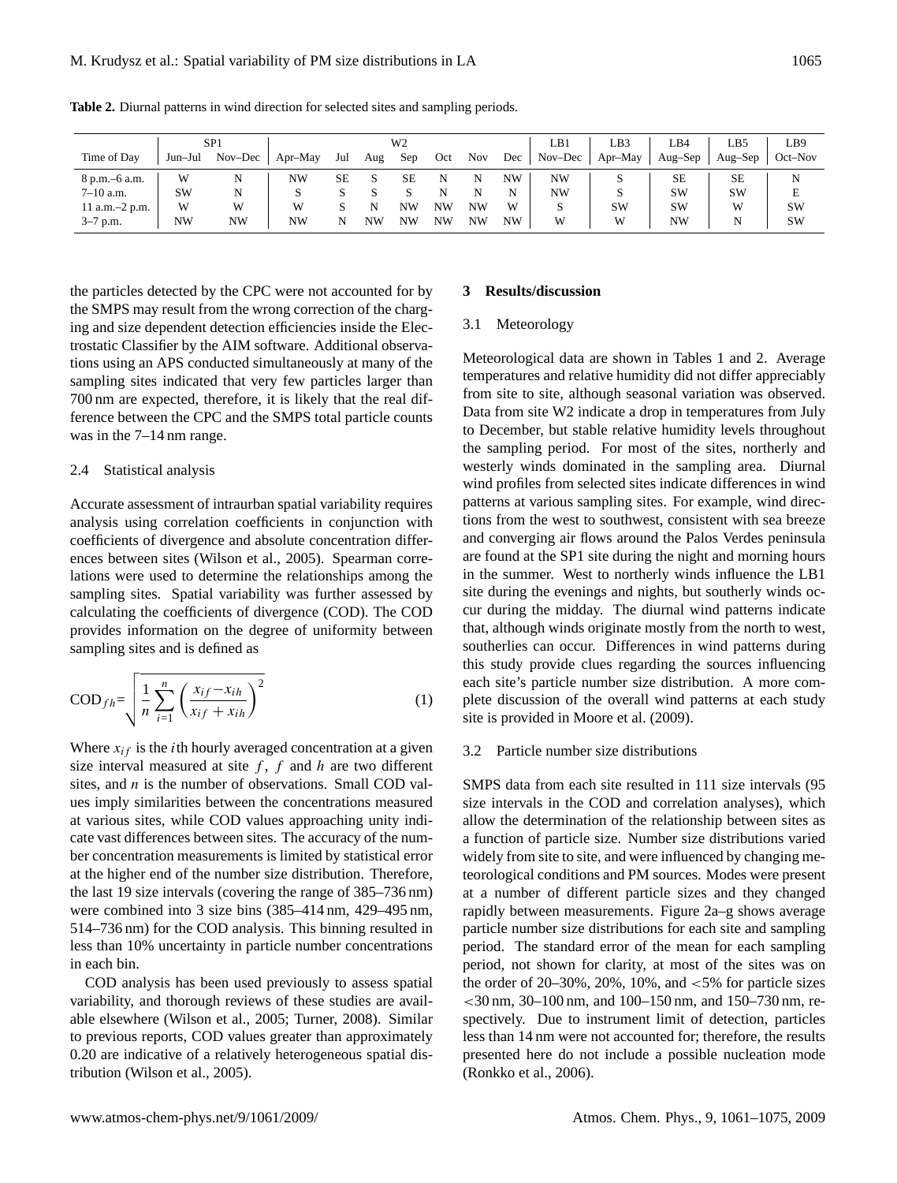**Table 2.** Diurnal patterns in wind direction for selected sites and sampling periods.

| | SP1 | | W2 | | | | | | | LB1 | LB3 | LB4 | LB5 | LB9 |
|---|---|---|---|---|---|---|---|---|---|---|---|---|---|---|
| Time of Day | Jun–Jul | Nov–Dec | Apr–May | Jul | Aug | Sep | Oct | Nov | Dec | Nov–Dec | Apr–May | Aug–Sep | Aug–Sep | Oct–Nov |
| 8 p.m.–6 a.m. | W | N | NW | SE | S | SE | N | N | NW | NW | S | SE | SE | N |
| 7–10 a.m. | SW | N | S | S | S | S | N | N | N | NW | S | SW | SW | E |
| 11 a.m.–2 p.m. | W | W | W | S | N | NW | NW | NW | W | S | SW | SW | W | SW |
| 3–7 p.m. | NW | NW | NW | N | NW | NW | NW | NW | NW | W | W | NW | N | SW |

the particles detected by the CPC were not accounted for by the SMPS may result from the wrong correction of the charging and size dependent detection efficiencies inside the Electrostatic Classifier by the AIM software. Additional observations using an APS conducted simultaneously at many of the sampling sites indicated that very few particles larger than 700 nm are expected, therefore, it is likely that the real difference between the CPC and the SMPS total particle counts was in the 7–14 nm range.

### 2.4 Statistical analysis

Accurate assessment of intraurban spatial variability requires analysis using correlation coefficients in conjunction with coefficients of divergence and absolute concentration differences between sites (Wilson et al., 2005). Spearman correlations were used to determine the relationships among the sampling sites. Spatial variability was further assessed by calculating the coefficients of divergence (COD). The COD provides information on the degree of uniformity between sampling sites and is defined as

$$\text{COD}_{fh}=\sqrt{\frac{1}{n}\sum_{i=1}^{n}\left(\frac{x_{if}-x_{ih}}{x_{if}+x_{ih}}\right)^2} \quad (1)$$

Where $x_{if}$ is the $i$th hourly averaged concentration at a given size interval measured at site $f$, $f$ and $h$ are two different sites, and $n$ is the number of observations. Small COD values imply similarities between the concentrations measured at various sites, while COD values approaching unity indicate vast differences between sites. The accuracy of the number concentration measurements is limited by statistical error at the higher end of the number size distribution. Therefore, the last 19 size intervals (covering the range of 385–736 nm) were combined into 3 size bins (385–414 nm, 429–495 nm, 514–736 nm) for the COD analysis. This binning resulted in less than 10% uncertainty in particle number concentrations in each bin.

COD analysis has been used previously to assess spatial variability, and thorough reviews of these studies are available elsewhere (Wilson et al., 2005; Turner, 2008). Similar to previous reports, COD values greater than approximately 0.20 are indicative of a relatively heterogeneous spatial distribution (Wilson et al., 2005).

## 3 Results/discussion

### 3.1 Meteorology

Meteorological data are shown in Tables 1 and 2. Average temperatures and relative humidity did not differ appreciably from site to site, although seasonal variation was observed. Data from site W2 indicate a drop in temperatures from July to December, but stable relative humidity levels throughout the sampling period. For most of the sites, northerly and westerly winds dominated in the sampling area. Diurnal wind profiles from selected sites indicate differences in wind patterns at various sampling sites. For example, wind directions from the west to southwest, consistent with sea breeze and converging air flows around the Palos Verdes peninsula are found at the SP1 site during the night and morning hours in the summer. West to northerly winds influence the LB1 site during the evenings and nights, but southerly winds occur during the midday. The diurnal wind patterns indicate that, although winds originate mostly from the north to west, southerlies can occur. Differences in wind patterns during this study provide clues regarding the sources influencing each site's particle number size distribution. A more complete discussion of the overall wind patterns at each study site is provided in Moore et al. (2009).

### 3.2 Particle number size distributions

SMPS data from each site resulted in 111 size intervals (95 size intervals in the COD and correlation analyses), which allow the determination of the relationship between sites as a function of particle size. Number size distributions varied widely from site to site, and were influenced by changing meteorological conditions and PM sources. Modes were present at a number of different particle sizes and they changed rapidly between measurements. Figure 2a–g shows average particle number size distributions for each site and sampling period. The standard error of the mean for each sampling period, not shown for clarity, at most of the sites was on the order of 20–30%, 20%, 10%, and <5% for particle sizes <30 nm, 30–100 nm, and 100–150 nm, and 150–730 nm, respectively. Due to instrument limit of detection, particles less than 14 nm were not accounted for; therefore, the results presented here do not include a possible nucleation mode (Ronkko et al., 2006).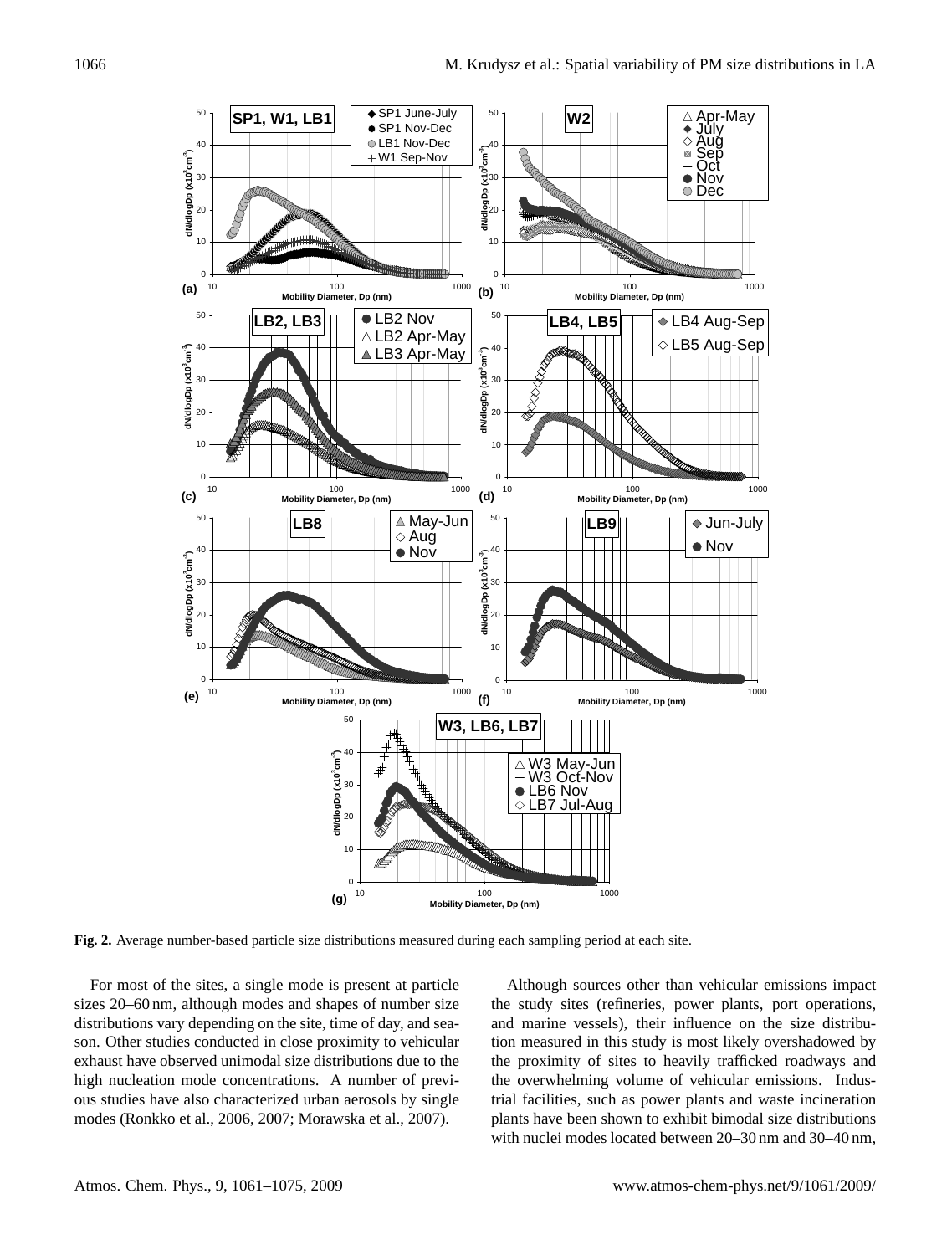**Fig. 2.** Average number-based particle size distributions measured during each sampling period at each site.

For most of the sites, a single mode is present at particle sizes 20–60 nm, although modes and shapes of number size distributions vary depending on the site, time of day, and season. Other studies conducted in close proximity to vehicular exhaust have observed unimodal size distributions due to the high nucleation mode concentrations. A number of previous studies have also characterized urban aerosols by single modes (Ronkko et al., 2006, 2007; Morawska et al., 2007).

Although sources other than vehicular emissions impact the study sites (refineries, power plants, port operations, and marine vessels), their influence on the size distribution measured in this study is most likely overshadowed by the proximity of sites to heavily trafficked roadways and the overwhelming volume of vehicular emissions. Industrial facilities, such as power plants and waste incineration plants have been shown to exhibit bimodal size distributions with nuclei modes located between 20–30 nm and 30–40 nm,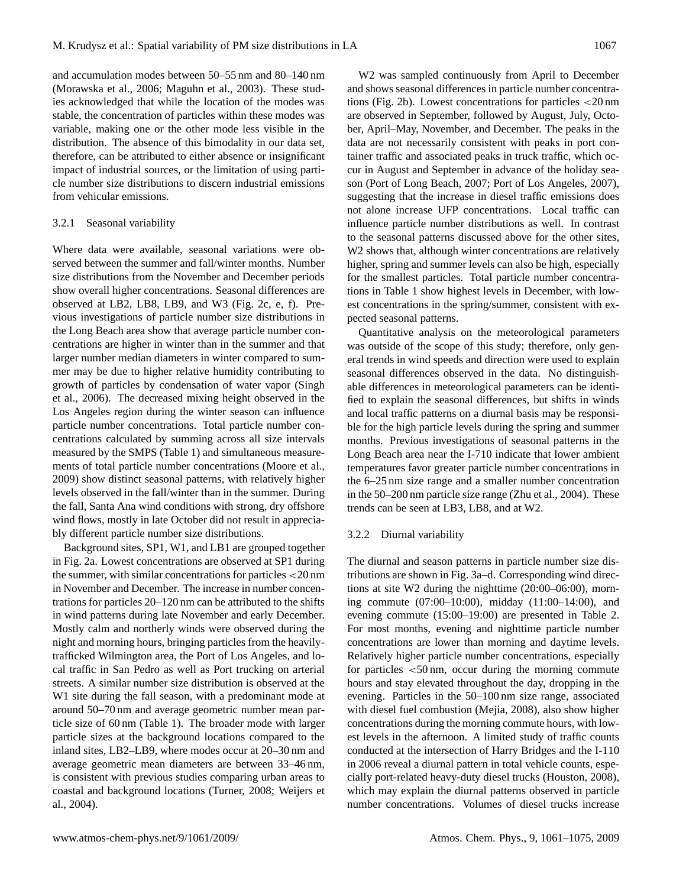and accumulation modes between 50–55 nm and 80–140 nm (Morawska et al., 2006; Maguhn et al., 2003). These studies acknowledged that while the location of the modes was stable, the concentration of particles within these modes was variable, making one or the other mode less visible in the distribution. The absence of this bimodality in our data set, therefore, can be attributed to either absence or insignificant impact of industrial sources, or the limitation of using particle number size distributions to discern industrial emissions from vehicular emissions.

#### 3.2.1 Seasonal variability

Where data were available, seasonal variations were observed between the summer and fall/winter months. Number size distributions from the November and December periods show overall higher concentrations. Seasonal differences are observed at LB2, LB8, LB9, and W3 (Fig. 2c, e, f). Previous investigations of particle number size distributions in the Long Beach area show that average particle number concentrations are higher in winter than in the summer and that larger number median diameters in winter compared to summer may be due to higher relative humidity contributing to growth of particles by condensation of water vapor (Singh et al., 2006). The decreased mixing height observed in the Los Angeles region during the winter season can influence particle number concentrations. Total particle number concentrations calculated by summing across all size intervals measured by the SMPS (Table 1) and simultaneous measurements of total particle number concentrations (Moore et al., 2009) show distinct seasonal patterns, with relatively higher levels observed in the fall/winter than in the summer. During the fall, Santa Ana wind conditions with strong, dry offshore wind flows, mostly in late October did not result in appreciably different particle number size distributions.

Background sites, SP1, W1, and LB1 are grouped together in Fig. 2a. Lowest concentrations are observed at SP1 during the summer, with similar concentrations for particles <20 nm in November and December. The increase in number concentrations for particles 20–120 nm can be attributed to the shifts in wind patterns during late November and early December. Mostly calm and northerly winds were observed during the night and morning hours, bringing particles from the heavily-trafficked Wilmington area, the Port of Los Angeles, and local traffic in San Pedro as well as Port trucking on arterial streets. A similar number size distribution is observed at the W1 site during the fall season, with a predominant mode at around 50–70 nm and average geometric number mean particle size of 60 nm (Table 1). The broader mode with larger particle sizes at the background locations compared to the inland sites, LB2–LB9, where modes occur at 20–30 nm and average geometric mean diameters are between 33–46 nm, is consistent with previous studies comparing urban areas to coastal and background locations (Turner, 2008; Weijers et al., 2004).

W2 was sampled continuously from April to December and shows seasonal differences in particle number concentrations (Fig. 2b). Lowest concentrations for particles <20 nm are observed in September, followed by August, July, October, April–May, November, and December. The peaks in the data are not necessarily consistent with peaks in port container traffic and associated peaks in truck traffic, which occur in August and September in advance of the holiday season (Port of Long Beach, 2007; Port of Los Angeles, 2007), suggesting that the increase in diesel traffic emissions does not alone increase UFP concentrations. Local traffic can influence particle number distributions as well. In contrast to the seasonal patterns discussed above for the other sites, W2 shows that, although winter concentrations are relatively higher, spring and summer levels can also be high, especially for the smallest particles. Total particle number concentrations in Table 1 show highest levels in December, with lowest concentrations in the spring/summer, consistent with expected seasonal patterns.

Quantitative analysis on the meteorological parameters was outside of the scope of this study; therefore, only general trends in wind speeds and direction were used to explain seasonal differences observed in the data. No distinguishable differences in meteorological parameters can be identified to explain the seasonal differences, but shifts in winds and local traffic patterns on a diurnal basis may be responsible for the high particle levels during the spring and summer months. Previous investigations of seasonal patterns in the Long Beach area near the I-710 indicate that lower ambient temperatures favor greater particle number concentrations in the 6–25 nm size range and a smaller number concentration in the 50–200 nm particle size range (Zhu et al., 2004). These trends can be seen at LB3, LB8, and at W2.

#### 3.2.2 Diurnal variability

The diurnal and season patterns in particle number size distributions are shown in Fig. 3a–d. Corresponding wind directions at site W2 during the nighttime (20:00–06:00), morning commute (07:00–10:00), midday (11:00–14:00), and evening commute (15:00–19:00) are presented in Table 2. For most months, evening and nighttime particle number concentrations are lower than morning and daytime levels. Relatively higher particle number concentrations, especially for particles <50 nm, occur during the morning commute hours and stay elevated throughout the day, dropping in the evening. Particles in the 50–100 nm size range, associated with diesel fuel combustion (Mejia, 2008), also show higher concentrations during the morning commute hours, with lowest levels in the afternoon. A limited study of traffic counts conducted at the intersection of Harry Bridges and the I-110 in 2006 reveal a diurnal pattern in total vehicle counts, especially port-related heavy-duty diesel trucks (Houston, 2008), which may explain the diurnal patterns observed in particle number concentrations. Volumes of diesel trucks increase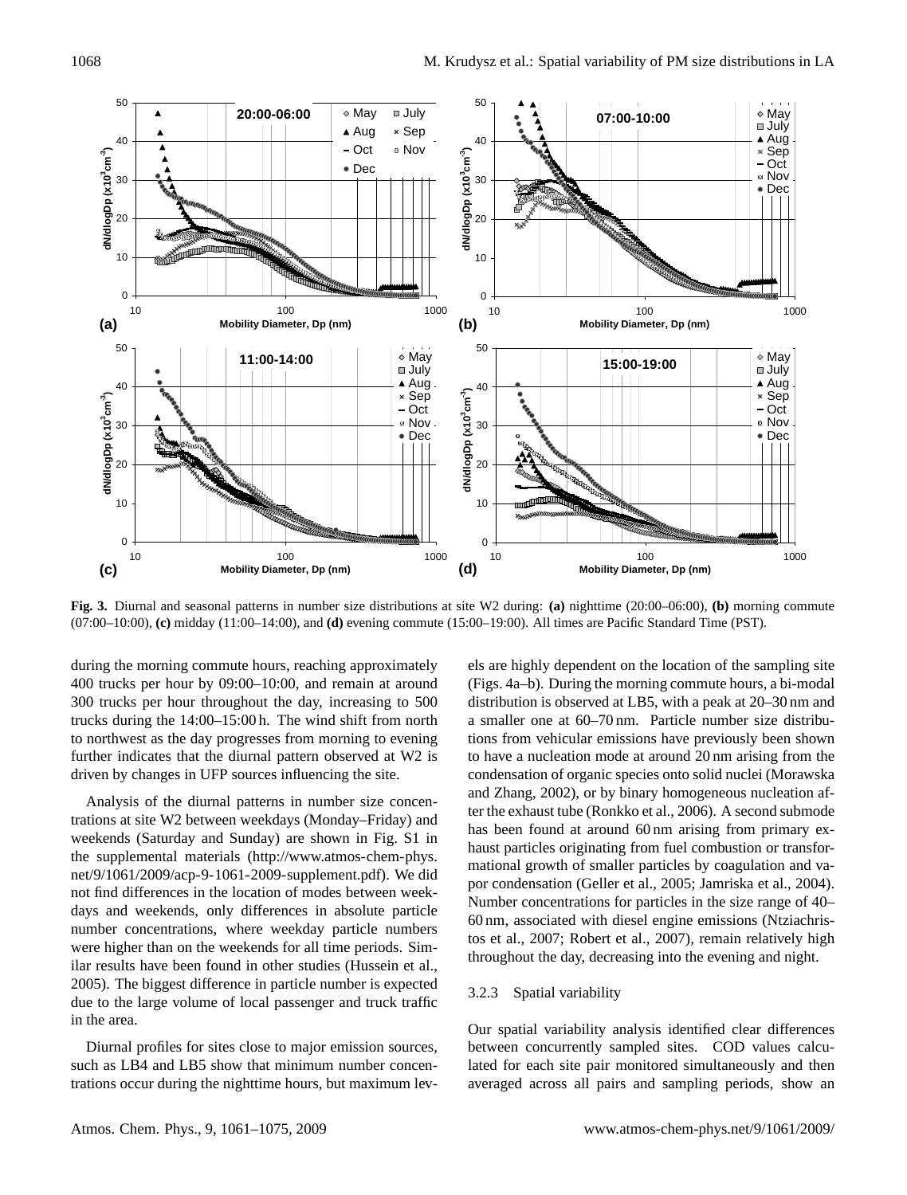**Fig. 3.** Diurnal and seasonal patterns in number size distributions at site W2 during: **(a)** nighttime (20:00–06:00), **(b)** morning commute (07:00–10:00), **(c)** midday (11:00–14:00), and **(d)** evening commute (15:00–19:00). All times are Pacific Standard Time (PST).

during the morning commute hours, reaching approximately 400 trucks per hour by 09:00–10:00, and remain at around 300 trucks per hour throughout the day, increasing to 500 trucks during the 14:00–15:00 h. The wind shift from north to northwest as the day progresses from morning to evening further indicates that the diurnal pattern observed at W2 is driven by changes in UFP sources influencing the site.

Analysis of the diurnal patterns in number size concentrations at site W2 between weekdays (Monday–Friday) and weekends (Saturday and Sunday) are shown in Fig. S1 in the supplemental materials (http://www.atmos-chem-phys.net/9/1061/2009/acp-9-1061-2009-supplement.pdf). We did not find differences in the location of modes between weekdays and weekends, only differences in absolute particle number concentrations, where weekday particle numbers were higher than on the weekends for all time periods. Similar results have been found in other studies (Hussein et al., 2005). The biggest difference in particle number is expected due to the large volume of local passenger and truck traffic in the area.

Diurnal profiles for sites close to major emission sources, such as LB4 and LB5 show that minimum number concentrations occur during the nighttime hours, but maximum levels are highly dependent on the location of the sampling site (Figs. 4a–b). During the morning commute hours, a bi-modal distribution is observed at LB5, with a peak at 20–30 nm and a smaller one at 60–70 nm. Particle number size distributions from vehicular emissions have previously been shown to have a nucleation mode at around 20 nm arising from the condensation of organic species onto solid nuclei (Morawska and Zhang, 2002), or by binary homogeneous nucleation after the exhaust tube (Ronkko et al., 2006). A second submode has been found at around 60 nm arising from primary exhaust particles originating from fuel combustion or transformational growth of smaller particles by coagulation and vapor condensation (Geller et al., 2005; Jamriska et al., 2004). Number concentrations for particles in the size range of 40–60 nm, associated with diesel engine emissions (Ntziachristos et al., 2007; Robert et al., 2007), remain relatively high throughout the day, decreasing into the evening and night.

### 3.2.3 Spatial variability

Our spatial variability analysis identified clear differences between concurrently sampled sites. COD values calculated for each site pair monitored simultaneously and then averaged across all pairs and sampling periods, show an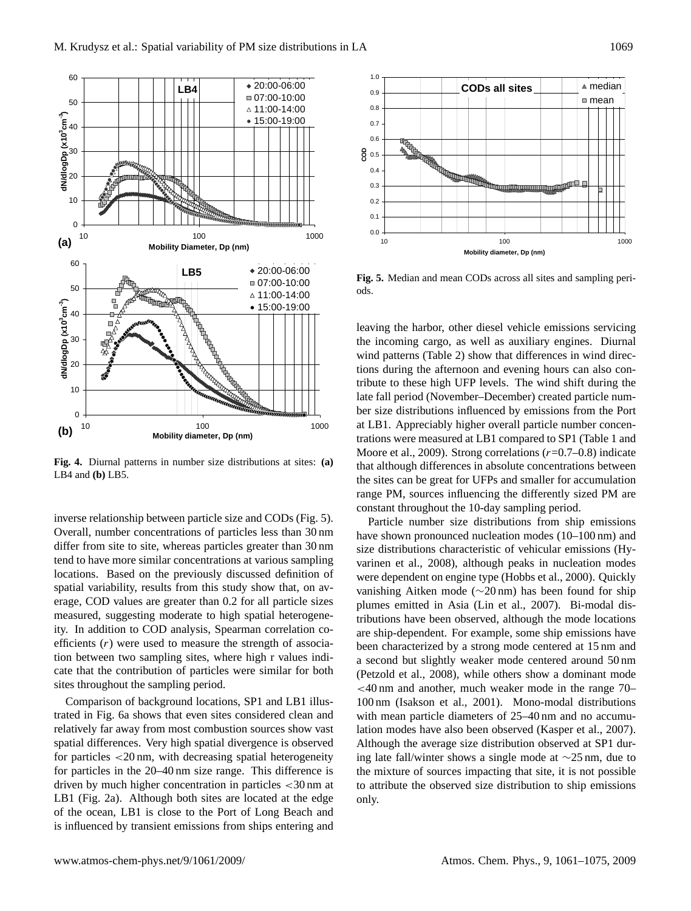**Fig. 4.** Diurnal patterns in number size distributions at sites: **(a)** LB4 and **(b)** LB5.

**Fig. 5.** Median and mean CODs across all sites and sampling periods.

inverse relationship between particle size and CODs (Fig. 5). Overall, number concentrations of particles less than 30 nm differ from site to site, whereas particles greater than 30 nm tend to have more similar concentrations at various sampling locations. Based on the previously discussed definition of spatial variability, results from this study show that, on average, COD values are greater than 0.2 for all particle sizes measured, suggesting moderate to high spatial heterogeneity. In addition to COD analysis, Spearman correlation coefficients ($r$) were used to measure the strength of association between two sampling sites, where high r values indicate that the contribution of particles were similar for both sites throughout the sampling period.

Comparison of background locations, SP1 and LB1 illustrated in Fig. 6a shows that even sites considered clean and relatively far away from most combustion sources show vast spatial differences. Very high spatial divergence is observed for particles <20 nm, with decreasing spatial heterogeneity for particles in the 20–40 nm size range. This difference is driven by much higher concentration in particles <30 nm at LB1 (Fig. 2a). Although both sites are located at the edge of the ocean, LB1 is close to the Port of Long Beach and is influenced by transient emissions from ships entering and leaving the harbor, other diesel vehicle emissions servicing the incoming cargo, as well as auxiliary engines. Diurnal wind patterns (Table 2) show that differences in wind directions during the afternoon and evening hours can also contribute to these high UFP levels. The wind shift during the late fall period (November–December) created particle number size distributions influenced by emissions from the Port at LB1. Appreciably higher overall particle number concentrations were measured at LB1 compared to SP1 (Table 1 and Moore et al., 2009). Strong correlations ($r$=0.7–0.8) indicate that although differences in absolute concentrations between the sites can be great for UFPs and smaller for accumulation range PM, sources influencing the differently sized PM are constant throughout the 10-day sampling period.

Particle number size distributions from ship emissions have shown pronounced nucleation modes (10–100 nm) and size distributions characteristic of vehicular emissions (Hyvarinen et al., 2008), although peaks in nucleation modes were dependent on engine type (Hobbs et al., 2000). Quickly vanishing Aitken mode (∼20 nm) has been found for ship plumes emitted in Asia (Lin et al., 2007). Bi-modal distributions have been observed, although the mode locations are ship-dependent. For example, some ship emissions have been characterized by a strong mode centered at 15 nm and a second but slightly weaker mode centered around 50 nm (Petzold et al., 2008), while others show a dominant mode <40 nm and another, much weaker mode in the range 70–100 nm (Isakson et al., 2001). Mono-modal distributions with mean particle diameters of 25–40 nm and no accumulation modes have also been observed (Kasper et al., 2007). Although the average size distribution observed at SP1 during late fall/winter shows a single mode at ∼25 nm, due to the mixture of sources impacting that site, it is not possible to attribute the observed size distribution to ship emissions only.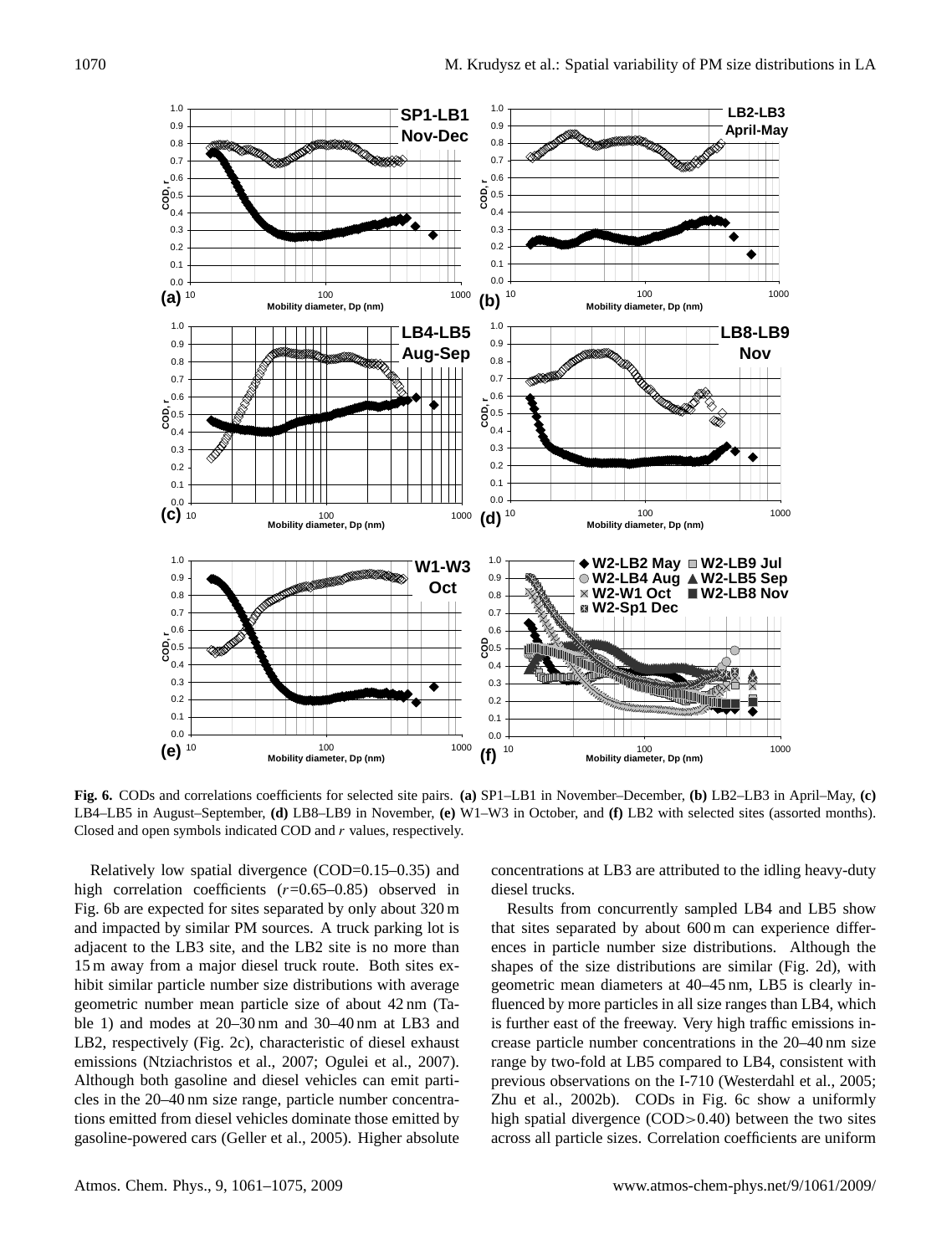**Fig. 6.** CODs and correlations coefficients for selected site pairs. **(a)** SP1–LB1 in November–December, **(b)** LB2–LB3 in April–May, **(c)** LB4–LB5 in August–September, **(d)** LB8–LB9 in November, **(e)** W1–W3 in October, and **(f)** LB2 with selected sites (assorted months). Closed and open symbols indicated COD and $r$ values, respectively.

Relatively low spatial divergence (COD=0.15–0.35) and high correlation coefficients ($r$=0.65–0.85) observed in Fig. 6b are expected for sites separated by only about 320 m and impacted by similar PM sources. A truck parking lot is adjacent to the LB3 site, and the LB2 site is no more than 15 m away from a major diesel truck route. Both sites exhibit similar particle number size distributions with average geometric number mean particle size of about 42 nm (Table 1) and modes at 20–30 nm and 30–40 nm at LB3 and LB2, respectively (Fig. 2c), characteristic of diesel exhaust emissions (Ntziachristos et al., 2007; Ogulei et al., 2007). Although both gasoline and diesel vehicles can emit particles in the 20–40 nm size range, particle number concentrations emitted from diesel vehicles dominate those emitted by gasoline-powered cars (Geller et al., 2005). Higher absolute concentrations at LB3 are attributed to the idling heavy-duty diesel trucks.

Results from concurrently sampled LB4 and LB5 show that sites separated by about 600 m can experience differences in particle number size distributions. Although the shapes of the size distributions are similar (Fig. 2d), with geometric mean diameters at 40–45 nm, LB5 is clearly influenced by more particles in all size ranges than LB4, which is further east of the freeway. Very high traffic emissions increase particle number concentrations in the 20–40 nm size range by two-fold at LB5 compared to LB4, consistent with previous observations on the I-710 (Westerdahl et al., 2005; Zhu et al., 2002b). CODs in Fig. 6c show a uniformly high spatial divergence (COD>0.40) between the two sites across all particle sizes. Correlation coefficients are uniform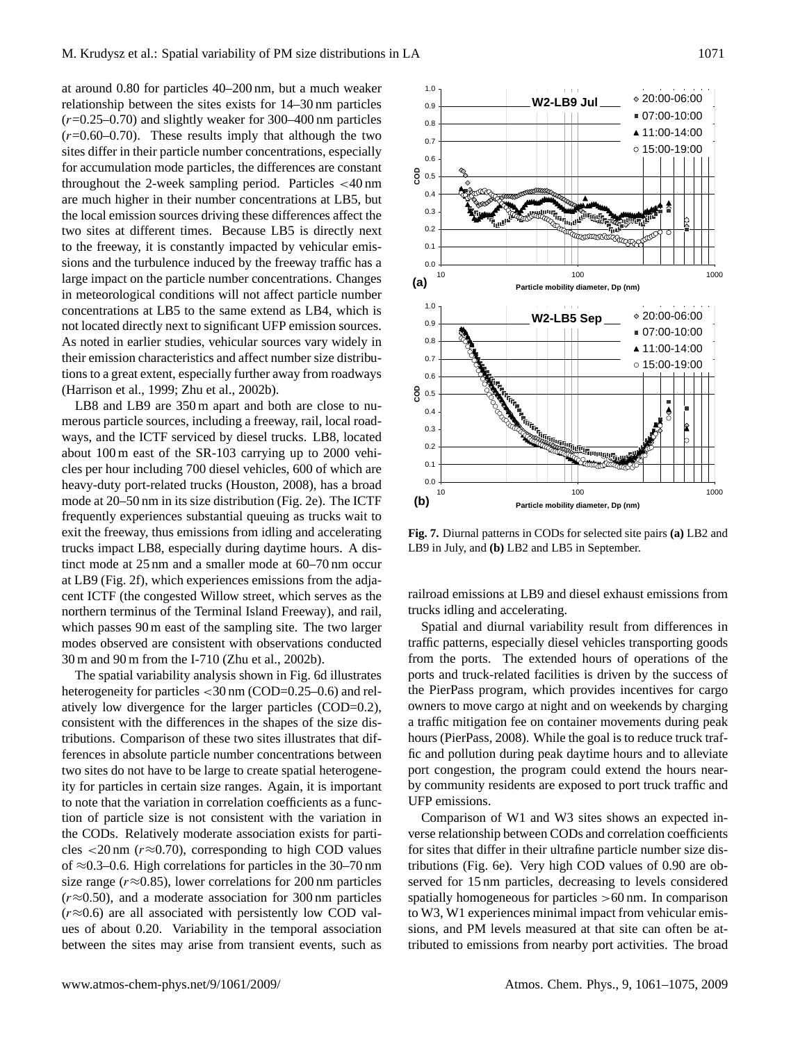at around 0.80 for particles 40–200 nm, but a much weaker relationship between the sites exists for 14–30 nm particles ($r$=0.25–0.70) and slightly weaker for 300–400 nm particles ($r$=0.60–0.70). These results imply that although the two sites differ in their particle number concentrations, especially for accumulation mode particles, the differences are constant throughout the 2-week sampling period. Particles <40 nm are much higher in their number concentrations at LB5, but the local emission sources driving these differences affect the two sites at different times. Because LB5 is directly next to the freeway, it is constantly impacted by vehicular emissions and the turbulence induced by the freeway traffic has a large impact on the particle number concentrations. Changes in meteorological conditions will not affect particle number concentrations at LB5 to the same extend as LB4, which is not located directly next to significant UFP emission sources. As noted in earlier studies, vehicular sources vary widely in their emission characteristics and affect number size distributions to a great extent, especially further away from roadways (Harrison et al., 1999; Zhu et al., 2002b).

LB8 and LB9 are 350 m apart and both are close to numerous particle sources, including a freeway, rail, local roadways, and the ICTF serviced by diesel trucks. LB8, located about 100 m east of the SR-103 carrying up to 2000 vehicles per hour including 700 diesel vehicles, 600 of which are heavy-duty port-related trucks (Houston, 2008), has a broad mode at 20–50 nm in its size distribution (Fig. 2e). The ICTF frequently experiences substantial queuing as trucks wait to exit the freeway, thus emissions from idling and accelerating trucks impact LB8, especially during daytime hours. A distinct mode at 25 nm and a smaller mode at 60–70 nm occur at LB9 (Fig. 2f), which experiences emissions from the adjacent ICTF (the congested Willow street, which serves as the northern terminus of the Terminal Island Freeway), and rail, which passes 90 m east of the sampling site. The two larger modes observed are consistent with observations conducted 30 m and 90 m from the I-710 (Zhu et al., 2002b).

The spatial variability analysis shown in Fig. 6d illustrates heterogeneity for particles <30 nm (COD=0.25–0.6) and relatively low divergence for the larger particles (COD=0.2), consistent with the differences in the shapes of the size distributions. Comparison of these two sites illustrates that differences in absolute particle number concentrations between two sites do not have to be large to create spatial heterogeneity for particles in certain size ranges. Again, it is important to note that the variation in correlation coefficients as a function of particle size is not consistent with the variation in the CODs. Relatively moderate association exists for particles <20 nm ($r\approx$0.70), corresponding to high COD values of ≈0.3–0.6. High correlations for particles in the 30–70 nm size range ($r\approx$0.85), lower correlations for 200 nm particles ($r\approx$0.50), and a moderate association for 300 nm particles ($r\approx$0.6) are all associated with persistently low COD values of about 0.20. Variability in the temporal association between the sites may arise from transient events, such as railroad emissions at LB9 and diesel exhaust emissions from trucks idling and accelerating.

Spatial and diurnal variability result from differences in traffic patterns, especially diesel vehicles transporting goods from the ports. The extended hours of operations of the ports and truck-related facilities is driven by the success of the PierPass program, which provides incentives for cargo owners to move cargo at night and on weekends by charging a traffic mitigation fee on container movements during peak hours (PierPass, 2008). While the goal is to reduce truck traffic and pollution during peak daytime hours and to alleviate port congestion, the program could extend the hours nearby community residents are exposed to port truck traffic and UFP emissions.

Comparison of W1 and W3 sites shows an expected inverse relationship between CODs and correlation coefficients for sites that differ in their ultrafine particle number size distributions (Fig. 6e). Very high COD values of 0.90 are observed for 15 nm particles, decreasing to levels considered spatially homogeneous for particles >60 nm. In comparison to W3, W1 experiences minimal impact from vehicular emissions, and PM levels measured at that site can often be attributed to emissions from nearby port activities. The broad

**Fig. 7.** Diurnal patterns in CODs for selected site pairs **(a)** LB2 and LB9 in July, and **(b)** LB2 and LB5 in September.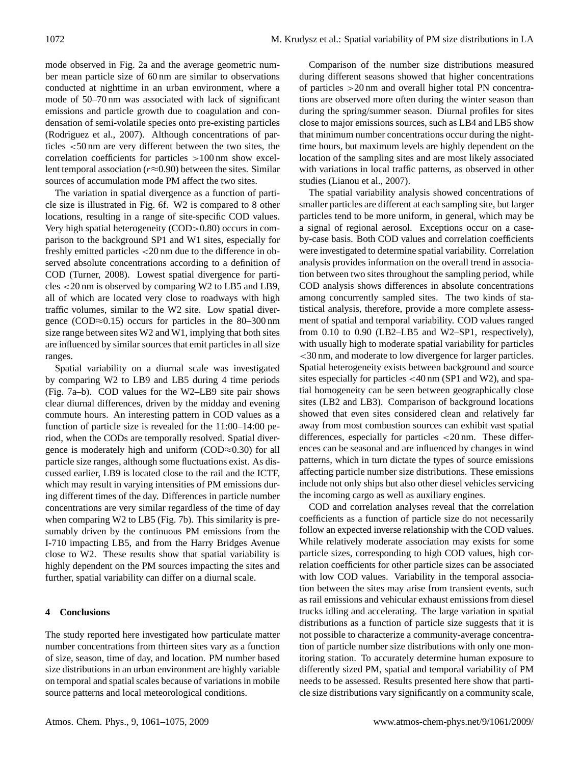mode observed in Fig. 2a and the average geometric number mean particle size of 60 nm are similar to observations conducted at nighttime in an urban environment, where a mode of 50–70 nm was associated with lack of significant emissions and particle growth due to coagulation and condensation of semi-volatile species onto pre-existing particles (Rodriguez et al., 2007). Although concentrations of particles <50 nm are very different between the two sites, the correlation coefficients for particles >100 nm show excellent temporal association ($r \approx 0.90$) between the sites. Similar sources of accumulation mode PM affect the two sites.

The variation in spatial divergence as a function of particle size is illustrated in Fig. 6f. W2 is compared to 8 other locations, resulting in a range of site-specific COD values. Very high spatial heterogeneity (COD>0.80) occurs in comparison to the background SP1 and W1 sites, especially for freshly emitted particles <20 nm due to the difference in observed absolute concentrations according to a definition of COD (Turner, 2008). Lowest spatial divergence for particles <20 nm is observed by comparing W2 to LB5 and LB9, all of which are located very close to roadways with high traffic volumes, similar to the W2 site. Low spatial divergence (COD≈0.15) occurs for particles in the 80–300 nm size range between sites W2 and W1, implying that both sites are influenced by similar sources that emit particles in all size ranges.

Spatial variability on a diurnal scale was investigated by comparing W2 to LB9 and LB5 during 4 time periods (Fig. 7a–b). COD values for the W2–LB9 site pair shows clear diurnal differences, driven by the midday and evening commute hours. An interesting pattern in COD values as a function of particle size is revealed for the 11:00–14:00 period, when the CODs are temporally resolved. Spatial divergence is moderately high and uniform (COD≈0.30) for all particle size ranges, although some fluctuations exist. As discussed earlier, LB9 is located close to the rail and the ICTF, which may result in varying intensities of PM emissions during different times of the day. Differences in particle number concentrations are very similar regardless of the time of day when comparing W2 to LB5 (Fig. 7b). This similarity is presumably driven by the continuous PM emissions from the I-710 impacting LB5, and from the Harry Bridges Avenue close to W2. These results show that spatial variability is highly dependent on the PM sources impacting the sites and further, spatial variability can differ on a diurnal scale.

## 4 Conclusions

The study reported here investigated how particulate matter number concentrations from thirteen sites vary as a function of size, season, time of day, and location. PM number based size distributions in an urban environment are highly variable on temporal and spatial scales because of variations in mobile source patterns and local meteorological conditions.

Comparison of the number size distributions measured during different seasons showed that higher concentrations of particles >20 nm and overall higher total PN concentrations are observed more often during the winter season than during the spring/summer season. Diurnal profiles for sites close to major emissions sources, such as LB4 and LB5 show that minimum number concentrations occur during the nighttime hours, but maximum levels are highly dependent on the location of the sampling sites and are most likely associated with variations in local traffic patterns, as observed in other studies (Lianou et al., 2007).

The spatial variability analysis showed concentrations of smaller particles are different at each sampling site, but larger particles tend to be more uniform, in general, which may be a signal of regional aerosol. Exceptions occur on a case-by-case basis. Both COD values and correlation coefficients were investigated to determine spatial variability. Correlation analysis provides information on the overall trend in association between two sites throughout the sampling period, while COD analysis shows differences in absolute concentrations among concurrently sampled sites. The two kinds of statistical analysis, therefore, provide a more complete assessment of spatial and temporal variability. COD values ranged from 0.10 to 0.90 (LB2–LB5 and W2–SP1, respectively), with usually high to moderate spatial variability for particles <30 nm, and moderate to low divergence for larger particles. Spatial heterogeneity exists between background and source sites especially for particles <40 nm (SP1 and W2), and spatial homogeneity can be seen between geographically close sites (LB2 and LB3). Comparison of background locations showed that even sites considered clean and relatively far away from most combustion sources can exhibit vast spatial differences, especially for particles <20 nm. These differences can be seasonal and are influenced by changes in wind patterns, which in turn dictate the types of source emissions affecting particle number size distributions. These emissions include not only ships but also other diesel vehicles servicing the incoming cargo as well as auxiliary engines.

COD and correlation analyses reveal that the correlation coefficients as a function of particle size do not necessarily follow an expected inverse relationship with the COD values. While relatively moderate association may exists for some particle sizes, corresponding to high COD values, high correlation coefficients for other particle sizes can be associated with low COD values. Variability in the temporal association between the sites may arise from transient events, such as rail emissions and vehicular exhaust emissions from diesel trucks idling and accelerating. The large variation in spatial distributions as a function of particle size suggests that it is not possible to characterize a community-average concentration of particle number size distributions with only one monitoring station. To accurately determine human exposure to differently sized PM, spatial and temporal variability of PM needs to be assessed. Results presented here show that particle size distributions vary significantly on a community scale,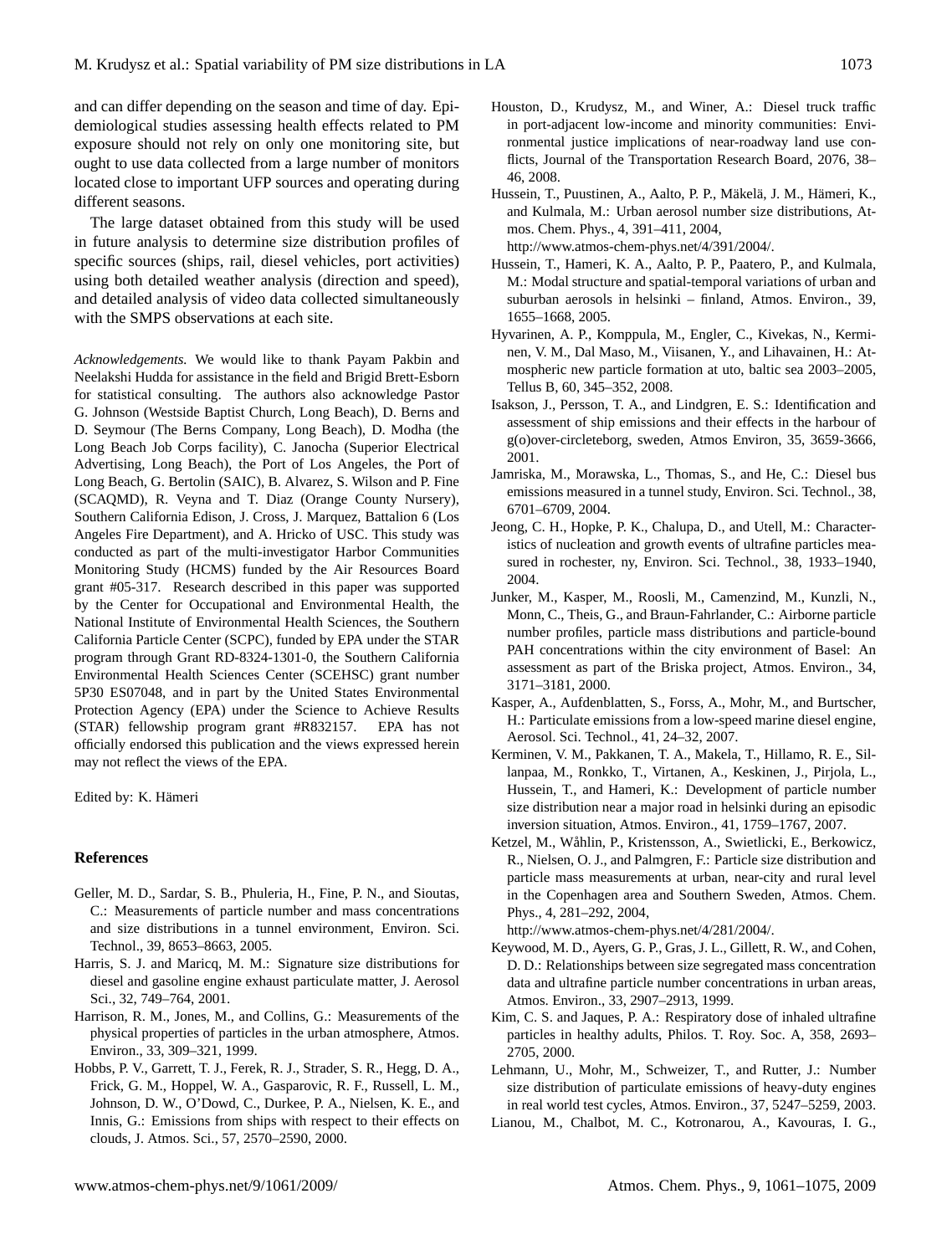and can differ depending on the season and time of day. Epidemiological studies assessing health effects related to PM exposure should not rely on only one monitoring site, but ought to use data collected from a large number of monitors located close to important UFP sources and operating during different seasons.

The large dataset obtained from this study will be used in future analysis to determine size distribution profiles of specific sources (ships, rail, diesel vehicles, port activities) using both detailed weather analysis (direction and speed), and detailed analysis of video data collected simultaneously with the SMPS observations at each site.

*Acknowledgements.* We would like to thank Payam Pakbin and Neelakshi Hudda for assistance in the field and Brigid Brett-Esborn for statistical consulting. The authors also acknowledge Pastor G. Johnson (Westside Baptist Church, Long Beach), D. Berns and D. Seymour (The Berns Company, Long Beach), D. Modha (the Long Beach Job Corps facility), C. Janocha (Superior Electrical Advertising, Long Beach), the Port of Los Angeles, the Port of Long Beach, G. Bertolin (SAIC), B. Alvarez, S. Wilson and P. Fine (SCAQMD), R. Veyna and T. Diaz (Orange County Nursery), Southern California Edison, J. Cross, J. Marquez, Battalion 6 (Los Angeles Fire Department), and A. Hricko of USC. This study was conducted as part of the multi-investigator Harbor Communities Monitoring Study (HCMS) funded by the Air Resources Board grant #05-317. Research described in this paper was supported by the Center for Occupational and Environmental Health, the National Institute of Environmental Health Sciences, the Southern California Particle Center (SCPC), funded by EPA under the STAR program through Grant RD-8324-1301-0, the Southern California Environmental Health Sciences Center (SCEHSC) grant number 5P30 ES07048, and in part by the United States Environmental Protection Agency (EPA) under the Science to Achieve Results (STAR) fellowship program grant #R832157. EPA has not officially endorsed this publication and the views expressed herein may not reflect the views of the EPA.

Edited by: K. Hämeri

## References

Geller, M. D., Sardar, S. B., Phuleria, H., Fine, P. N., and Sioutas, C.: Measurements of particle number and mass concentrations and size distributions in a tunnel environment, Environ. Sci. Technol., 39, 8653–8663, 2005.

Harris, S. J. and Maricq, M. M.: Signature size distributions for diesel and gasoline engine exhaust particulate matter, J. Aerosol Sci., 32, 749–764, 2001.

Harrison, R. M., Jones, M., and Collins, G.: Measurements of the physical properties of particles in the urban atmosphere, Atmos. Environ., 33, 309–321, 1999.

Hobbs, P. V., Garrett, T. J., Ferek, R. J., Strader, S. R., Hegg, D. A., Frick, G. M., Hoppel, W. A., Gasparovic, R. F., Russell, L. M., Johnson, D. W., O'Dowd, C., Durkee, P. A., Nielsen, K. E., and Innis, G.: Emissions from ships with respect to their effects on clouds, J. Atmos. Sci., 57, 2570–2590, 2000.

Houston, D., Krudysz, M., and Winer, A.: Diesel truck traffic in port-adjacent low-income and minority communities: Environmental justice implications of near-roadway land use conflicts, Journal of the Transportation Research Board, 2076, 38–46, 2008.

Hussein, T., Puustinen, A., Aalto, P. P., Mäkelä, J. M., Hämeri, K., and Kulmala, M.: Urban aerosol number size distributions, Atmos. Chem. Phys., 4, 391–411, 2004, http://www.atmos-chem-phys.net/4/391/2004/.

Hussein, T., Hameri, K. A., Aalto, P. P., Paatero, P., and Kulmala, M.: Modal structure and spatial-temporal variations of urban and suburban aerosols in helsinki – finland, Atmos. Environ., 39, 1655–1668, 2005.

Hyvarinen, A. P., Komppula, M., Engler, C., Kivekas, N., Kerminen, V. M., Dal Maso, M., Viisanen, Y., and Lihavainen, H.: Atmospheric new particle formation at uto, baltic sea 2003–2005, Tellus B, 60, 345–352, 2008.

Isakson, J., Persson, T. A., and Lindgren, E. S.: Identification and assessment of ship emissions and their effects in the harbour of g(o)over-circleteborg, sweden, Atmos Environ, 35, 3659-3666, 2001.

Jamriska, M., Morawska, L., Thomas, S., and He, C.: Diesel bus emissions measured in a tunnel study, Environ. Sci. Technol., 38, 6701–6709, 2004.

Jeong, C. H., Hopke, P. K., Chalupa, D., and Utell, M.: Characteristics of nucleation and growth events of ultrafine particles measured in rochester, ny, Environ. Sci. Technol., 38, 1933–1940, 2004.

Junker, M., Kasper, M., Roosli, M., Camenzind, M., Kunzli, N., Monn, C., Theis, G., and Braun-Fahrlander, C.: Airborne particle number profiles, particle mass distributions and particle-bound PAH concentrations within the city environment of Basel: An assessment as part of the Briska project, Atmos. Environ., 34, 3171–3181, 2000.

Kasper, A., Aufdenblatten, S., Forss, A., Mohr, M., and Burtscher, H.: Particulate emissions from a low-speed marine diesel engine, Aerosol. Sci. Technol., 41, 24–32, 2007.

Kerminen, V. M., Pakkanen, T. A., Makela, T., Hillamo, R. E., Sillanpaa, M., Ronkko, T., Virtanen, A., Keskinen, J., Pirjola, L., Hussein, T., and Hameri, K.: Development of particle number size distribution near a major road in helsinki during an episodic inversion situation, Atmos. Environ., 41, 1759–1767, 2007.

Ketzel, M., Wåhlin, P., Kristensson, A., Swietlicki, E., Berkowicz, R., Nielsen, O. J., and Palmgren, F.: Particle size distribution and particle mass measurements at urban, near-city and rural level in the Copenhagen area and Southern Sweden, Atmos. Chem. Phys., 4, 281–292, 2004, http://www.atmos-chem-phys.net/4/281/2004/.

Keywood, M. D., Ayers, G. P., Gras, J. L., Gillett, R. W., and Cohen, D. D.: Relationships between size segregated mass concentration data and ultrafine particle number concentrations in urban areas, Atmos. Environ., 33, 2907–2913, 1999.

Kim, C. S. and Jaques, P. A.: Respiratory dose of inhaled ultrafine particles in healthy adults, Philos. T. Roy. Soc. A, 358, 2693–2705, 2000.

Lehmann, U., Mohr, M., Schweizer, T., and Rutter, J.: Number size distribution of particulate emissions of heavy-duty engines in real world test cycles, Atmos. Environ., 37, 5247–5259, 2003.

Lianou, M., Chalbot, M. C., Kotronarou, A., Kavouras, I. G.,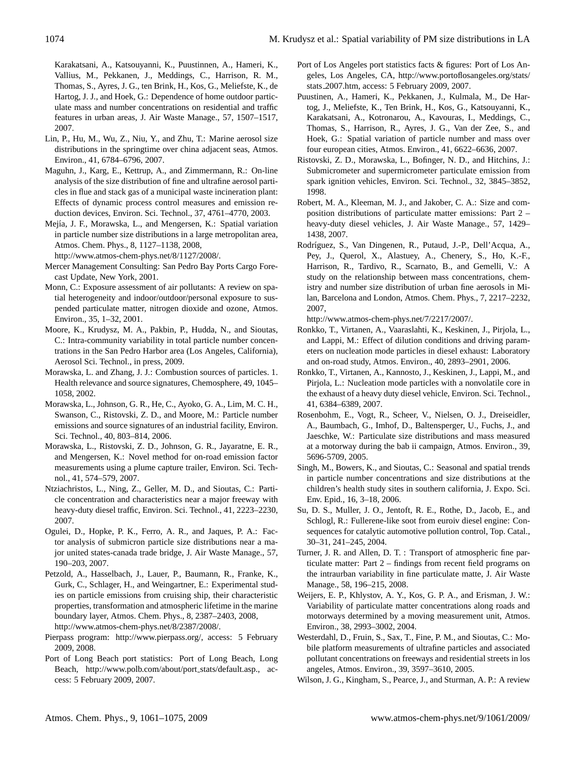Karakatsani, A., Katsouyanni, K., Puustinnen, A., Hameri, K., Vallius, M., Pekkanen, J., Meddings, C., Harrison, R. M., Thomas, S., Ayres, J. G., ten Brink, H., Kos, G., Meliefste, K., de Hartog, J. J., and Hoek, G.: Dependence of home outdoor particulate mass and number concentrations on residential and traffic features in urban areas, J. Air Waste Manage., 57, 1507–1517, 2007.

Lin, P., Hu, M., Wu, Z., Niu, Y., and Zhu, T.: Marine aerosol size distributions in the springtime over china adjacent seas, Atmos. Environ., 41, 6784–6796, 2007.

Maguhn, J., Karg, E., Kettrup, A., and Zimmermann, R.: On-line analysis of the size distribution of fine and ultrafine aerosol particles in flue and stack gas of a municipal waste incineration plant: Effects of dynamic process control measures and emission reduction devices, Environ. Sci. Technol., 37, 4761–4770, 2003.

Mejía, J. F., Morawska, L., and Mengersen, K.: Spatial variation in particle number size distributions in a large metropolitan area, Atmos. Chem. Phys., 8, 1127–1138, 2008, http://www.atmos-chem-phys.net/8/1127/2008/.

Mercer Management Consulting: San Pedro Bay Ports Cargo Forecast Update, New York, 2001.

Monn, C.: Exposure assessment of air pollutants: A review on spatial heterogeneity and indoor/outdoor/personal exposure to suspended particulate matter, nitrogen dioxide and ozone, Atmos. Environ., 35, 1–32, 2001.

Moore, K., Krudysz, M. A., Pakbin, P., Hudda, N., and Sioutas, C.: Intra-community variability in total particle number concentrations in the San Pedro Harbor area (Los Angeles, California), Aerosol Sci. Technol., in press, 2009.

Morawska, L. and Zhang, J. J.: Combustion sources of particles. 1. Health relevance and source signatures, Chemosphere, 49, 1045–1058, 2002.

Morawska, L., Johnson, G. R., He, C., Ayoko, G. A., Lim, M. C. H., Swanson, C., Ristovski, Z. D., and Moore, M.: Particle number emissions and source signatures of an industrial facility, Environ. Sci. Technol., 40, 803–814, 2006.

Morawska, L., Ristovski, Z. D., Johnson, G. R., Jayaratne, E. R., and Mengersen, K.: Novel method for on-road emission factor measurements using a plume capture trailer, Environ. Sci. Technol., 41, 574–579, 2007.

Ntziachristos, L., Ning, Z., Geller, M. D., and Sioutas, C.: Particle concentration and characteristics near a major freeway with heavy-duty diesel traffic, Environ. Sci. Technol., 41, 2223–2230, 2007.

Ogulei, D., Hopke, P. K., Ferro, A. R., and Jaques, P. A.: Factor analysis of submicron particle size distributions near a major united states-canada trade bridge, J. Air Waste Manage., 57, 190–203, 2007.

Petzold, A., Hasselbach, J., Lauer, P., Baumann, R., Franke, K., Gurk, C., Schlager, H., and Weingartner, E.: Experimental studies on particle emissions from cruising ship, their characteristic properties, transformation and atmospheric lifetime in the marine boundary layer, Atmos. Chem. Phys., 8, 2387–2403, 2008, http://www.atmos-chem-phys.net/8/2387/2008/.

Pierpass program: http://www.pierpass.org/, access: 5 February 2009, 2008.

Port of Long Beach port statistics: Port of Long Beach, Long Beach, http://www.polb.com/about/port_stats/default.asp., access: 5 February 2009, 2007.

Port of Los Angeles port statistics facts & figures: Port of Los Angeles, Los Angeles, CA, http://www.portoflosangeles.org/stats/stats_2007.htm, access: 5 February 2009, 2007.

Puustinen, A., Hameri, K., Pekkanen, J., Kulmala, M., De Hartog, J., Meliefste, K., Ten Brink, H., Kos, G., Katsouyanni, K., Karakatsani, A., Kotronarou, A., Kavouras, I., Meddings, C., Thomas, S., Harrison, R., Ayres, J. G., Van der Zee, S., and Hoek, G.: Spatial variation of particle number and mass over four european cities, Atmos. Environ., 41, 6622–6636, 2007.

Ristovski, Z. D., Morawska, L., Bofinger, N. D., and Hitchins, J.: Submicrometer and supermicrometer particulate emission from spark ignition vehicles, Environ. Sci. Technol., 32, 3845–3852, 1998.

Robert, M. A., Kleeman, M. J., and Jakober, C. A.: Size and composition distributions of particulate matter emissions: Part 2 – heavy-duty diesel vehicles, J. Air Waste Manage., 57, 1429–1438, 2007.

Rodríguez, S., Van Dingenen, R., Putaud, J.-P., Dell'Acqua, A., Pey, J., Querol, X., Alastuey, A., Chenery, S., Ho, K.-F., Harrison, R., Tardivo, R., Scarnato, B., and Gemelli, V.: A study on the relationship between mass concentrations, chemistry and number size distribution of urban fine aerosols in Milan, Barcelona and London, Atmos. Chem. Phys., 7, 2217–2232, 2007, http://www.atmos-chem-phys.net/7/2217/2007/.

Ronkko, T., Virtanen, A., Vaaraslahti, K., Keskinen, J., Pirjola, L., and Lappi, M.: Effect of dilution conditions and driving parameters on nucleation mode particles in diesel exhaust: Laboratory and on-road study, Atmos. Environ., 40, 2893–2901, 2006.

Ronkko, T., Virtanen, A., Kannosto, J., Keskinen, J., Lappi, M., and Pirjola, L.: Nucleation mode particles with a nonvolatile core in the exhaust of a heavy duty diesel vehicle, Environ. Sci. Technol., 41, 6384–6389, 2007.

Rosenbohm, E., Vogt, R., Scheer, V., Nielsen, O. J., Dreiseidler, A., Baumbach, G., Imhof, D., Baltensperger, U., Fuchs, J., and Jaeschke, W.: Particulate size distributions and mass measured at a motorway during the bab ii campaign, Atmos. Environ., 39, 5696-5709, 2005.

Singh, M., Bowers, K., and Sioutas, C.: Seasonal and spatial trends in particle number concentrations and size distributions at the children's health study sites in southern california, J. Expo. Sci. Env. Epid., 16, 3–18, 2006.

Su, D. S., Muller, J. O., Jentoft, R. E., Rothe, D., Jacob, E., and Schlogl, R.: Fullerene-like soot from euroiv diesel engine: Consequences for catalytic automotive pollution control, Top. Catal., 30–31, 241–245, 2004.

Turner, J. R. and Allen, D. T. : Transport of atmospheric fine particulate matter: Part 2 – findings from recent field programs on the intraurban variability in fine particulate matte, J. Air Waste Manage., 58, 196–215, 2008.

Weijers, E. P., Khlystov, A. Y., Kos, G. P. A., and Erisman, J. W.: Variability of particulate matter concentrations along roads and motorways determined by a moving measurement unit, Atmos. Environ., 38, 2993–3002, 2004.

Westerdahl, D., Fruin, S., Sax, T., Fine, P. M., and Sioutas, C.: Mobile platform measurements of ultrafine particles and associated pollutant concentrations on freeways and residential streets in los angeles, Atmos. Environ., 39, 3597–3610, 2005.

Wilson, J. G., Kingham, S., Pearce, J., and Sturman, A. P.: A review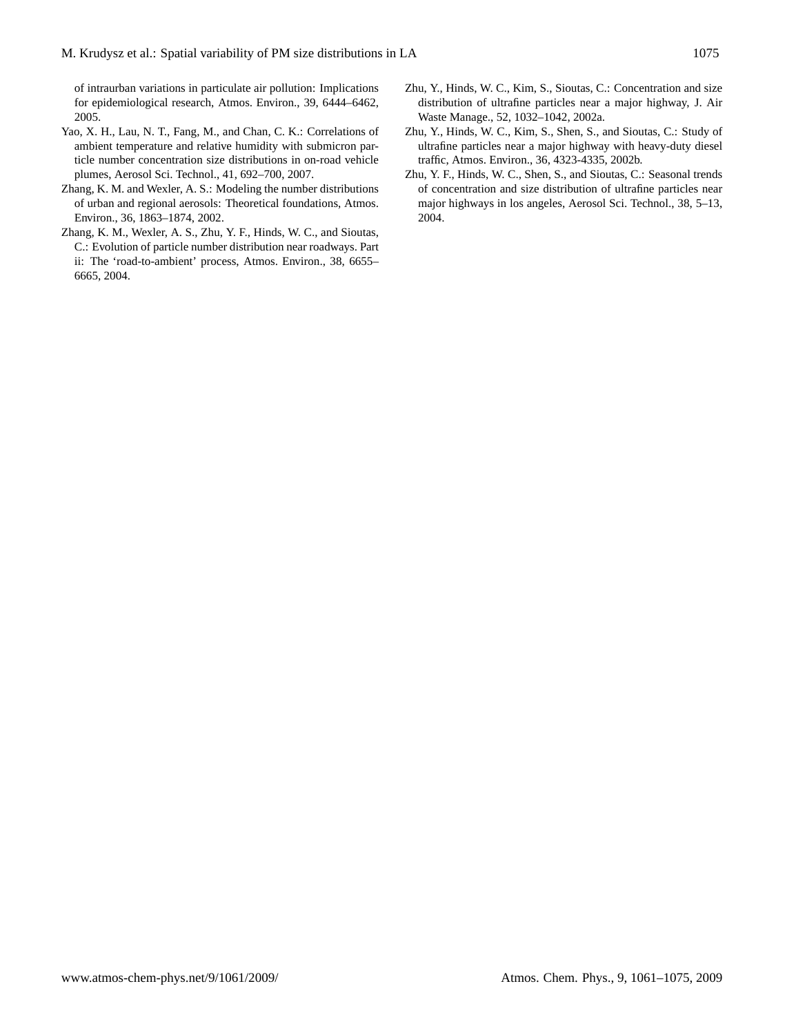of intraurban variations in particulate air pollution: Implications for epidemiological research, Atmos. Environ., 39, 6444–6462, 2005.

Yao, X. H., Lau, N. T., Fang, M., and Chan, C. K.: Correlations of ambient temperature and relative humidity with submicron particle number concentration size distributions in on-road vehicle plumes, Aerosol Sci. Technol., 41, 692–700, 2007.

Zhang, K. M. and Wexler, A. S.: Modeling the number distributions of urban and regional aerosols: Theoretical foundations, Atmos. Environ., 36, 1863–1874, 2002.

Zhang, K. M., Wexler, A. S., Zhu, Y. F., Hinds, W. C., and Sioutas, C.: Evolution of particle number distribution near roadways. Part ii: The 'road-to-ambient' process, Atmos. Environ., 38, 6655–6665, 2004.

Zhu, Y., Hinds, W. C., Kim, S., Sioutas, C.: Concentration and size distribution of ultrafine particles near a major highway, J. Air Waste Manage., 52, 1032–1042, 2002a.

Zhu, Y., Hinds, W. C., Kim, S., Shen, S., and Sioutas, C.: Study of ultrafine particles near a major highway with heavy-duty diesel traffic, Atmos. Environ., 36, 4323-4335, 2002b.

Zhu, Y. F., Hinds, W. C., Shen, S., and Sioutas, C.: Seasonal trends of concentration and size distribution of ultrafine particles near major highways in los angeles, Aerosol Sci. Technol., 38, 5–13, 2004.